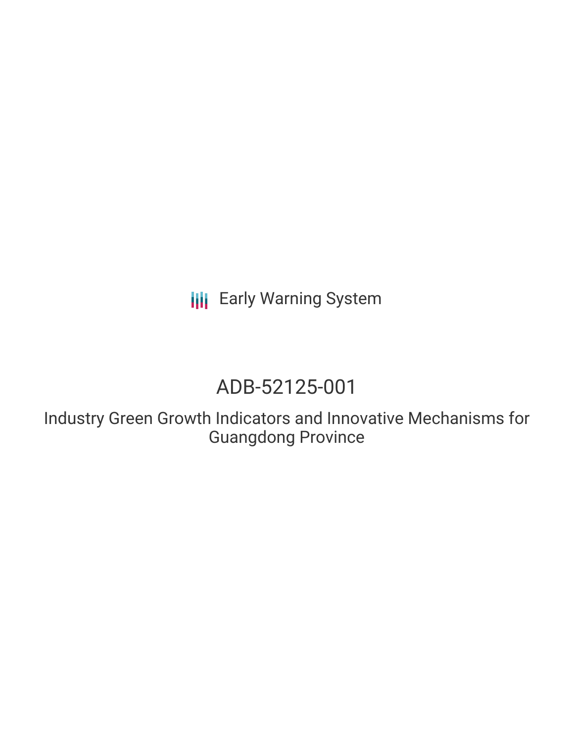Early Warning System

# ADB-52125-001

## Industry Green Growth Indicators and Innovative Mechanisms for Guangdong Province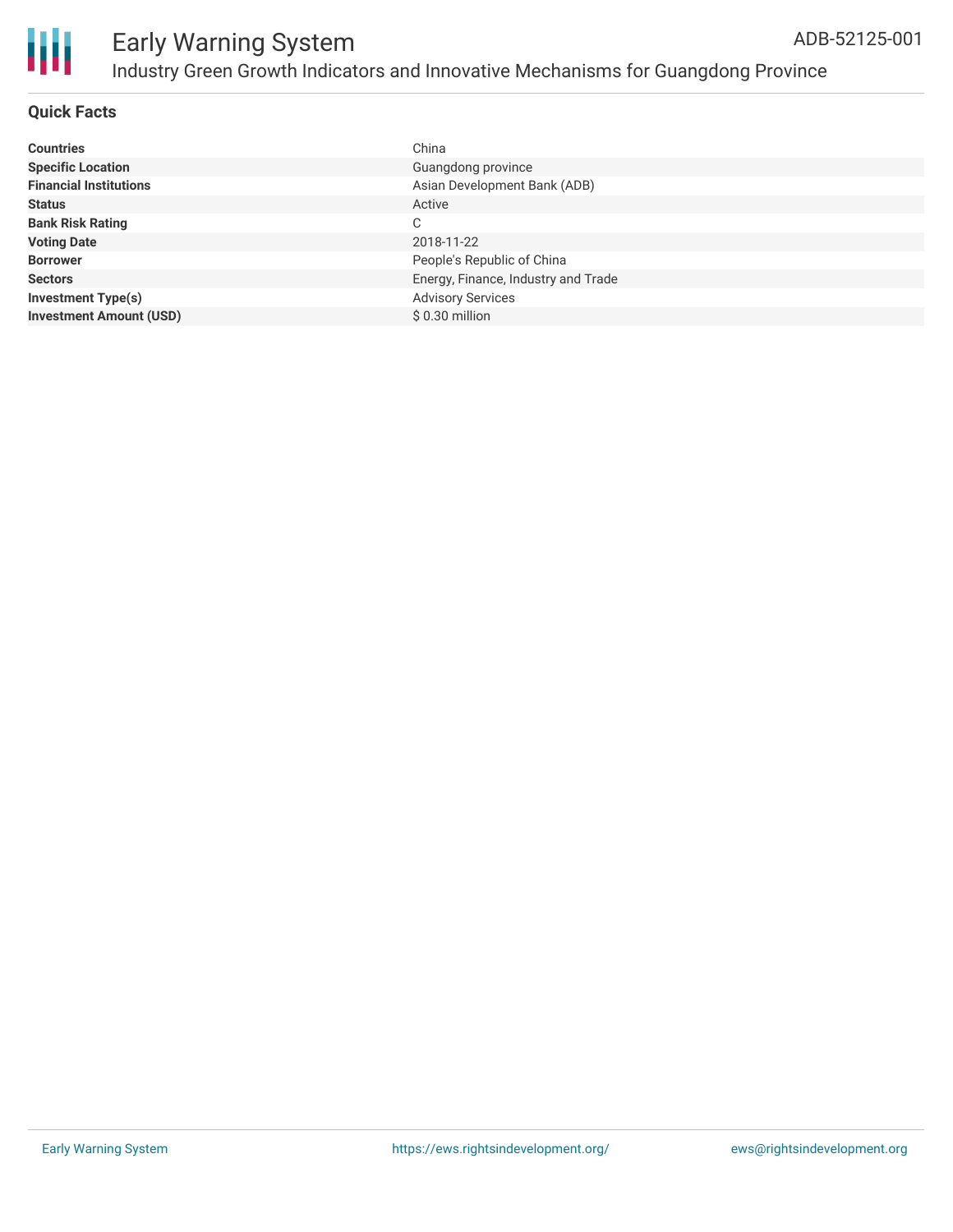# Early Warning System

## Industry Green Growth Indicators and Innovative Mechanisms for Guangdong Province

ADB-52125-001

### Quick Facts

| | |
|---|---|
| **Countries** | China |
| **Specific Location** | Guangdong province |
| **Financial Institutions** | Asian Development Bank (ADB) |
| **Status** | Active |
| **Bank Risk Rating** | C |
| **Voting Date** | 2018-11-22 |
| **Borrower** | People's Republic of China |
| **Sectors** | Energy, Finance, Industry and Trade |
| **Investment Type(s)** | Advisory Services |
| **Investment Amount (USD)** | $ 0.30 million |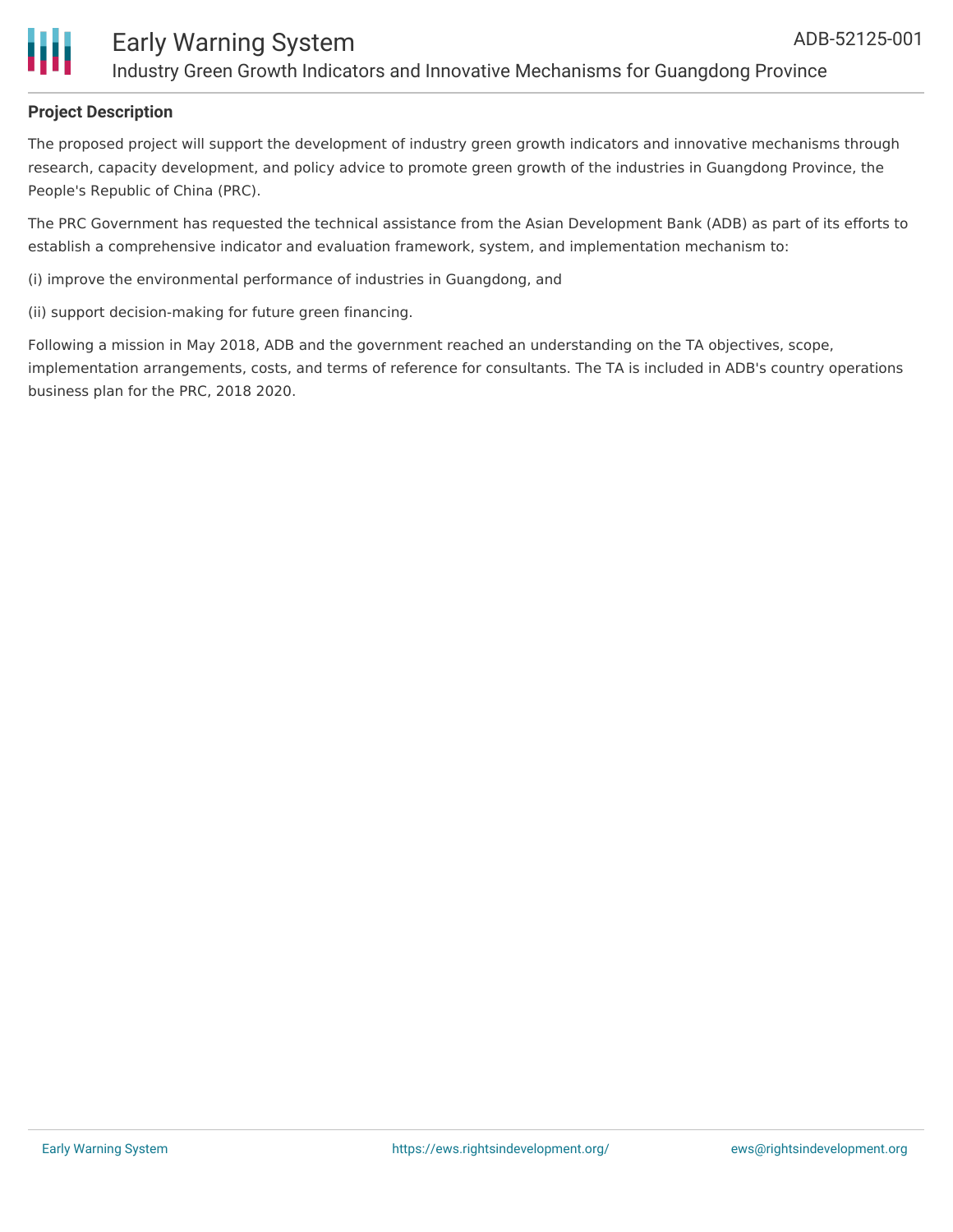### Project Description

The proposed project will support the development of industry green growth indicators and innovative mechanisms through research, capacity development, and policy advice to promote green growth of the industries in Guangdong Province, the People's Republic of China (PRC).

The PRC Government has requested the technical assistance from the Asian Development Bank (ADB) as part of its efforts to establish a comprehensive indicator and evaluation framework, system, and implementation mechanism to:

(i) improve the environmental performance of industries in Guangdong, and

(ii) support decision-making for future green financing.

Following a mission in May 2018, ADB and the government reached an understanding on the TA objectives, scope, implementation arrangements, costs, and terms of reference for consultants. The TA is included in ADB's country operations business plan for the PRC, 2018 2020.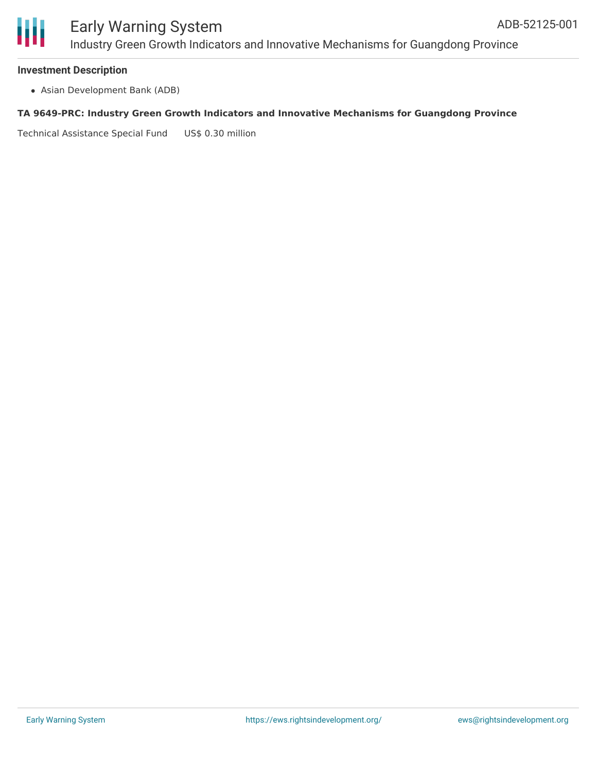### Investment Description

- Asian Development Bank (ADB)

**TA 9649-PRC: Industry Green Growth Indicators and Innovative Mechanisms for Guangdong Province**

Technical Assistance Special Fund US$ 0.30 million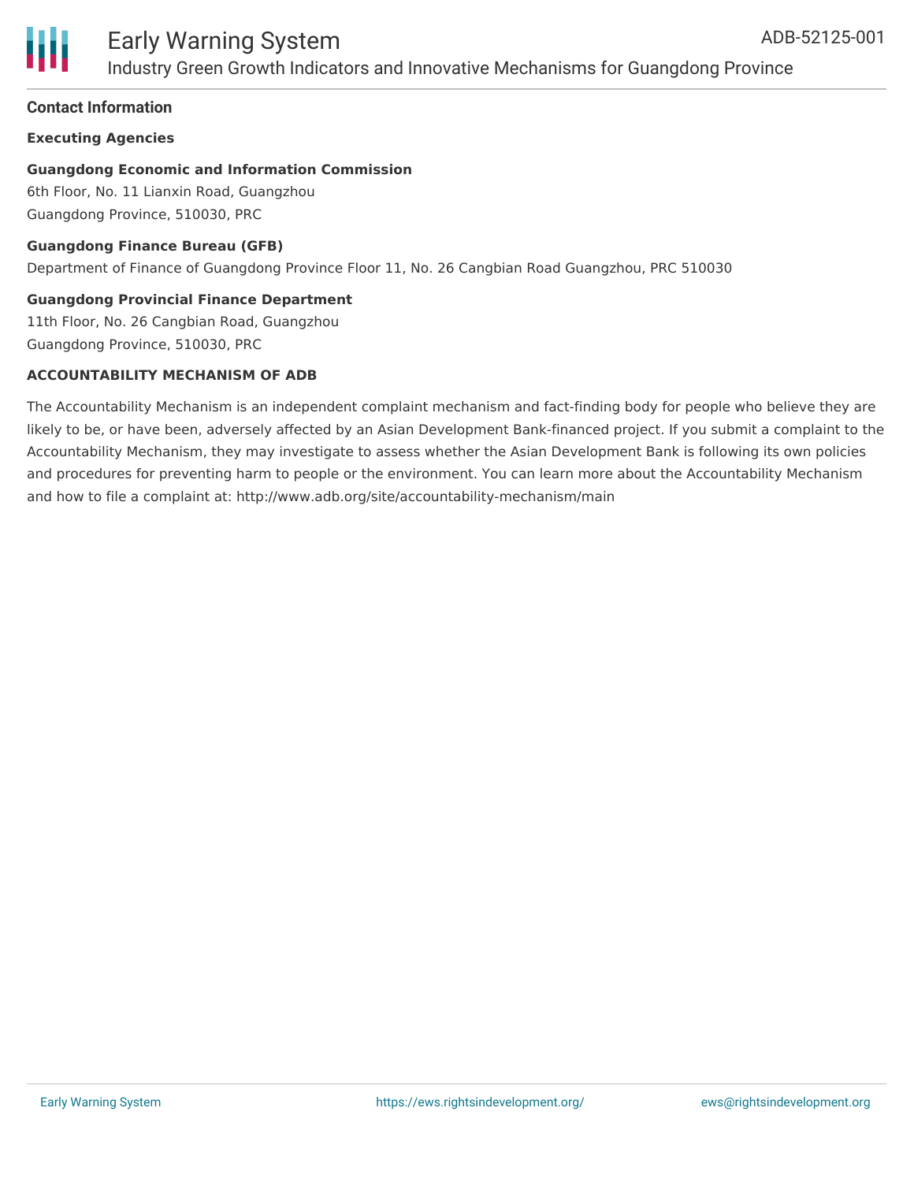## Contact Information

**Executing Agencies**

**Guangdong Economic and Information Commission**
6th Floor, No. 11 Lianxin Road, Guangzhou
Guangdong Province, 510030, PRC

**Guangdong Finance Bureau (GFB)**
Department of Finance of Guangdong Province Floor 11, No. 26 Cangbian Road Guangzhou, PRC 510030

**Guangdong Provincial Finance Department**
11th Floor, No. 26 Cangbian Road, Guangzhou
Guangdong Province, 510030, PRC

**ACCOUNTABILITY MECHANISM OF ADB**

The Accountability Mechanism is an independent complaint mechanism and fact-finding body for people who believe they are likely to be, or have been, adversely affected by an Asian Development Bank-financed project. If you submit a complaint to the Accountability Mechanism, they may investigate to assess whether the Asian Development Bank is following its own policies and procedures for preventing harm to people or the environment. You can learn more about the Accountability Mechanism and how to file a complaint at: http://www.adb.org/site/accountability-mechanism/main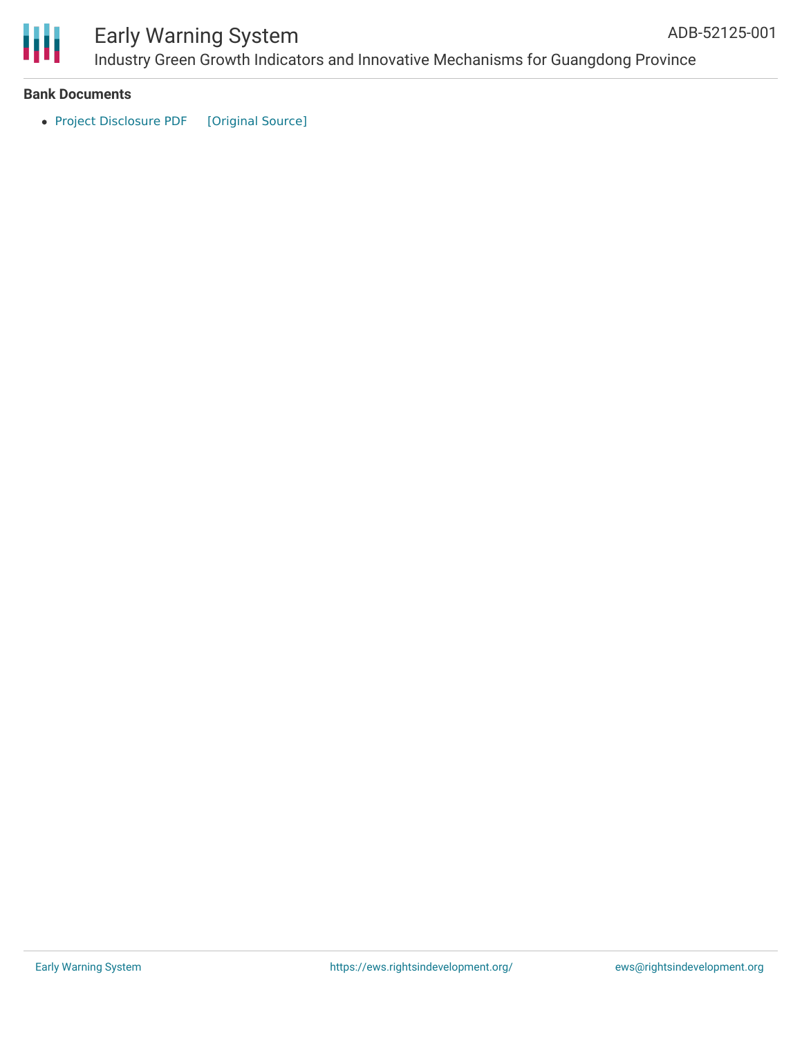**Bank Documents**

- Project Disclosure PDF [Original Source]